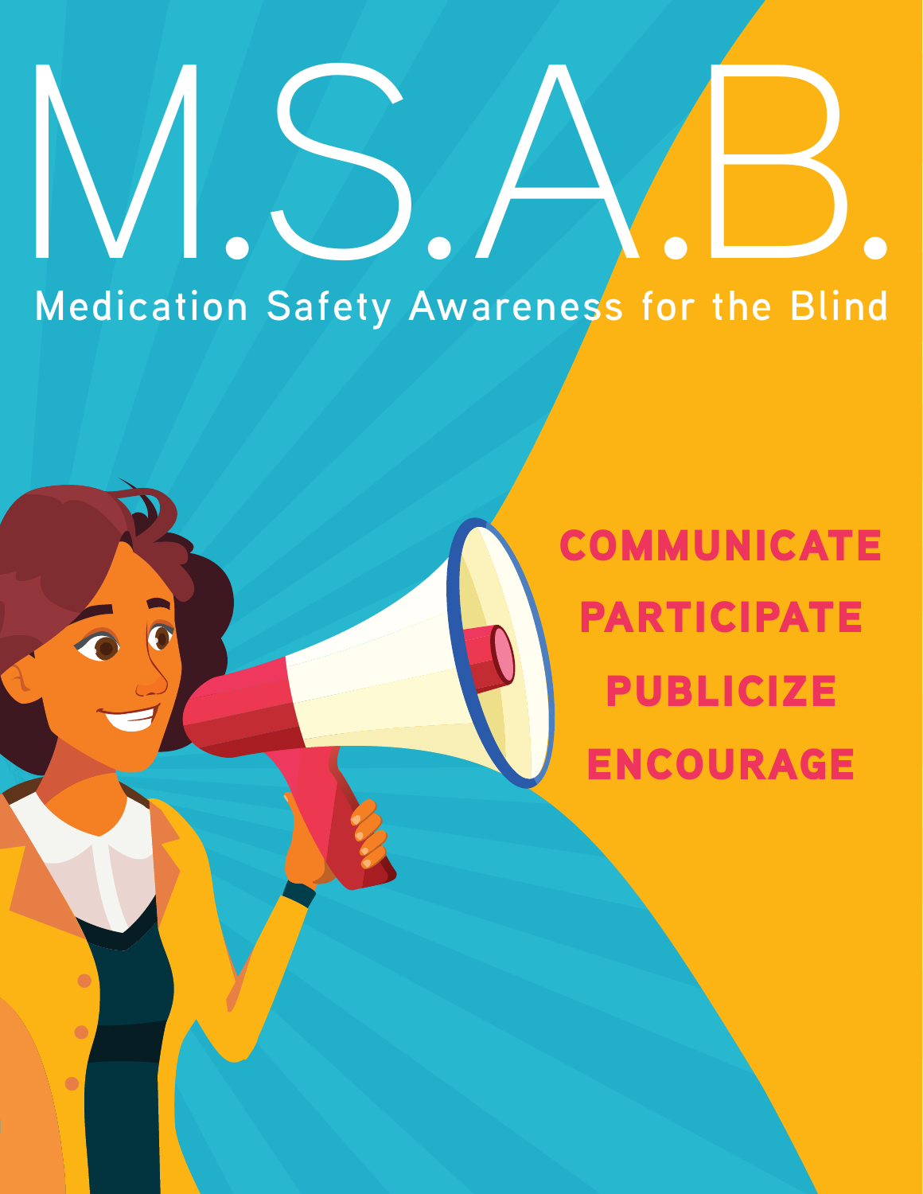# M.S.A.B.

## Medication Safety Awareness for the Blind

**COMMUNICATE**

**PARTICIPATE**

**PUBLICIZE**

**ENCOURAGE**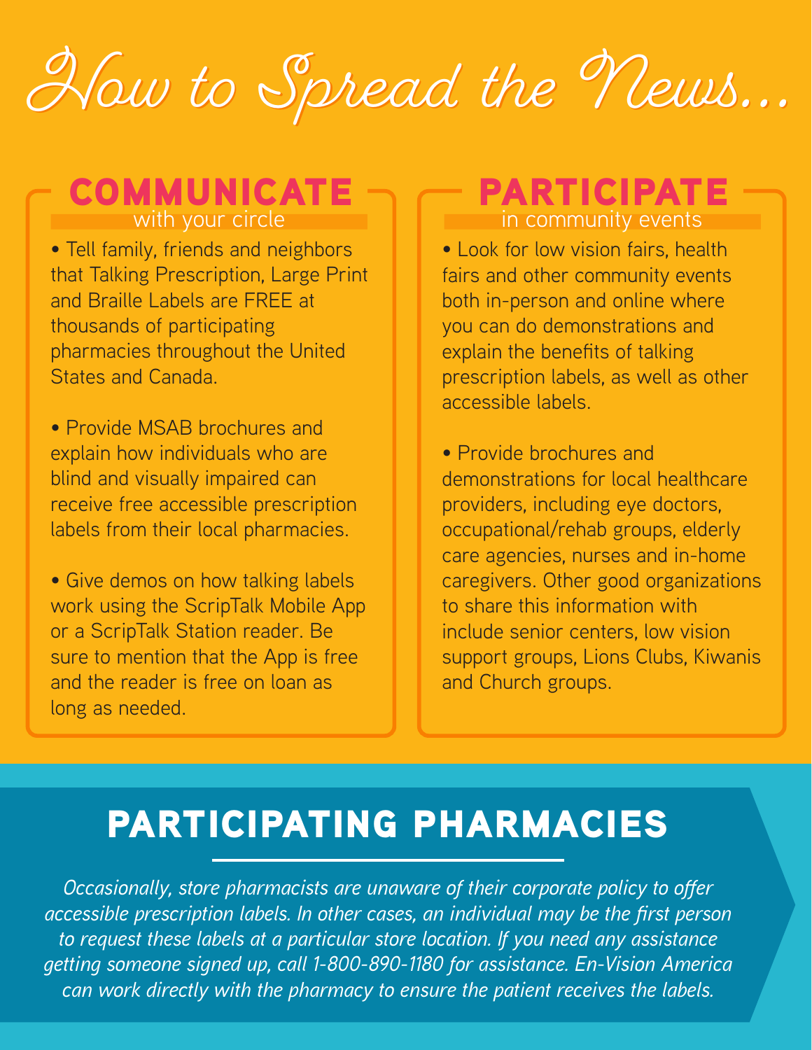# How to Spread the News...

## COMMUNICATE

with your circle

- Tell family, friends and neighbors that Talking Prescription, Large Print and Braille Labels are FREE at thousands of participating pharmacies throughout the United States and Canada.

- Provide MSAB brochures and explain how individuals who are blind and visually impaired can receive free accessible prescription labels from their local pharmacies.

- Give demos on how talking labels work using the ScripTalk Mobile App or a ScripTalk Station reader. Be sure to mention that the App is free and the reader is free on loan as long as needed.

## PARTICIPATE

in community events

- Look for low vision fairs, health fairs and other community events both in-person and online where you can do demonstrations and explain the benefits of talking prescription labels, as well as other accessible labels.

- Provide brochures and demonstrations for local healthcare providers, including eye doctors, occupational/rehab groups, elderly care agencies, nurses and in-home caregivers. Other good organizations to share this information with include senior centers, low vision support groups, Lions Clubs, Kiwanis and Church groups.

## PARTICIPATING PHARMACIES

*Occasionally, store pharmacists are unaware of their corporate policy to offer accessible prescription labels. In other cases, an individual may be the first person to request these labels at a particular store location. If you need any assistance getting someone signed up, call 1-800-890-1180 for assistance. En-Vision America can work directly with the pharmacy to ensure the patient receives the labels.*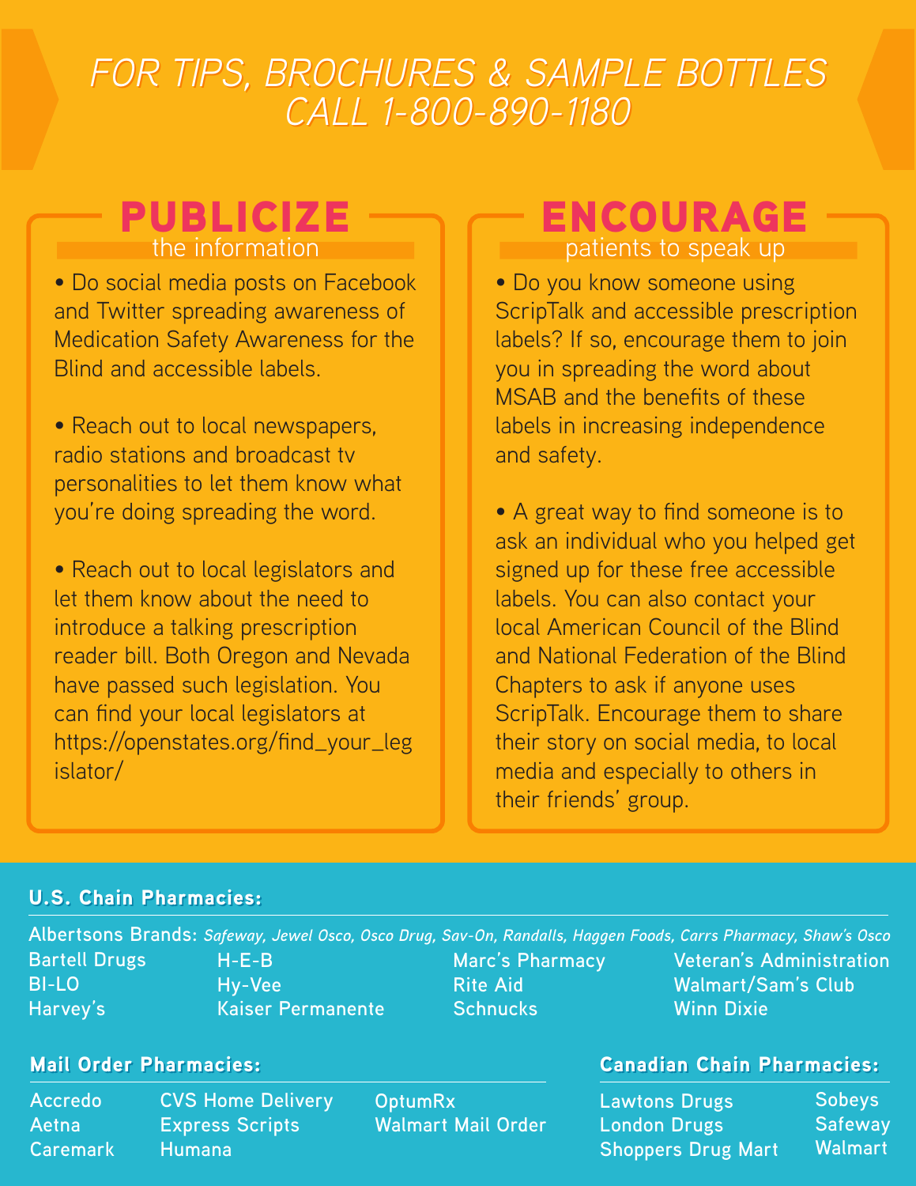# FOR TIPS, BROCHURES & SAMPLE BOTTLES CALL 1-800-890-1180

## PUBLICIZE
### the information

- Do social media posts on Facebook and Twitter spreading awareness of Medication Safety Awareness for the Blind and accessible labels.
- Reach out to local newspapers, radio stations and broadcast tv personalities to let them know what you're doing spreading the word.
- Reach out to local legislators and let them know about the need to introduce a talking prescription reader bill. Both Oregon and Nevada have passed such legislation. You can find your local legislators at https://openstates.org/find_your_legislator/

## ENCOURAGE
### patients to speak up

- Do you know someone using ScripTalk and accessible prescription labels? If so, encourage them to join you in spreading the word about MSAB and the benefits of these labels in increasing independence and safety.
- A great way to find someone is to ask an individual who you helped get signed up for these free accessible labels. You can also contact your local American Council of the Blind and National Federation of the Blind Chapters to ask if anyone uses ScripTalk. Encourage them to share their story on social media, to local media and especially to others in their friends' group.

**U.S. Chain Pharmacies:**

Albertsons Brands: *Safeway, Jewel Osco, Osco Drug, Sav-On, Randalls, Haggen Foods, Carrs Pharmacy, Shaw's Osco*

- Bartell Drugs
- BI-LO
- Harvey's
- H-E-B
- Hy-Vee
- Kaiser Permanente
- Marc's Pharmacy
- Rite Aid
- Schnucks
- Veteran's Administration
- Walmart/Sam's Club
- Winn Dixie

**Mail Order Pharmacies:**

- Accredo
- Aetna
- Caremark
- CVS Home Delivery
- Express Scripts
- Humana
- OptumRx
- Walmart Mail Order

**Canadian Chain Pharmacies:**

- Lawtons Drugs
- London Drugs
- Shoppers Drug Mart
- Sobeys
- Safeway
- Walmart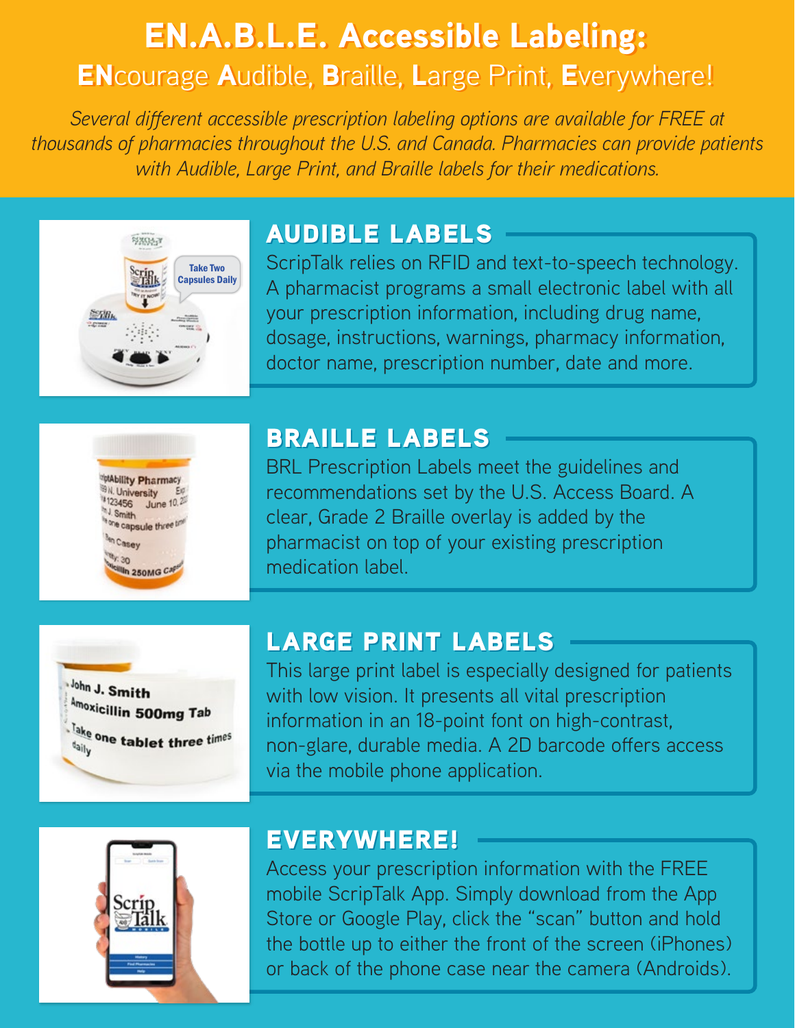# EN.A.B.L.E. Accessible Labeling:

## ENcourage Audible, Braille, Large Print, Everywhere!

*Several different accessible prescription labeling options are available for FREE at thousands of pharmacies throughout the U.S. and Canada. Pharmacies can provide patients with Audible, Large Print, and Braille labels for their medications.*

## AUDIBLE LABELS

ScripTalk relies on RFID and text-to-speech technology. A pharmacist programs a small electronic label with all your prescription information, including drug name, dosage, instructions, warnings, pharmacy information, doctor name, prescription number, date and more.

## BRAILLE LABELS

BRL Prescription Labels meet the guidelines and recommendations set by the U.S. Access Board. A clear, Grade 2 Braille overlay is added by the pharmacist on top of your existing prescription medication label.

## LARGE PRINT LABELS

This large print label is especially designed for patients with low vision. It presents all vital prescription information in an 18-point font on high-contrast, non-glare, durable media. A 2D barcode offers access via the mobile phone application.

## EVERYWHERE!

Access your prescription information with the FREE mobile ScripTalk App. Simply download from the App Store or Google Play, click the "scan" button and hold the bottle up to either the front of the screen (iPhones) or back of the phone case near the camera (Androids).